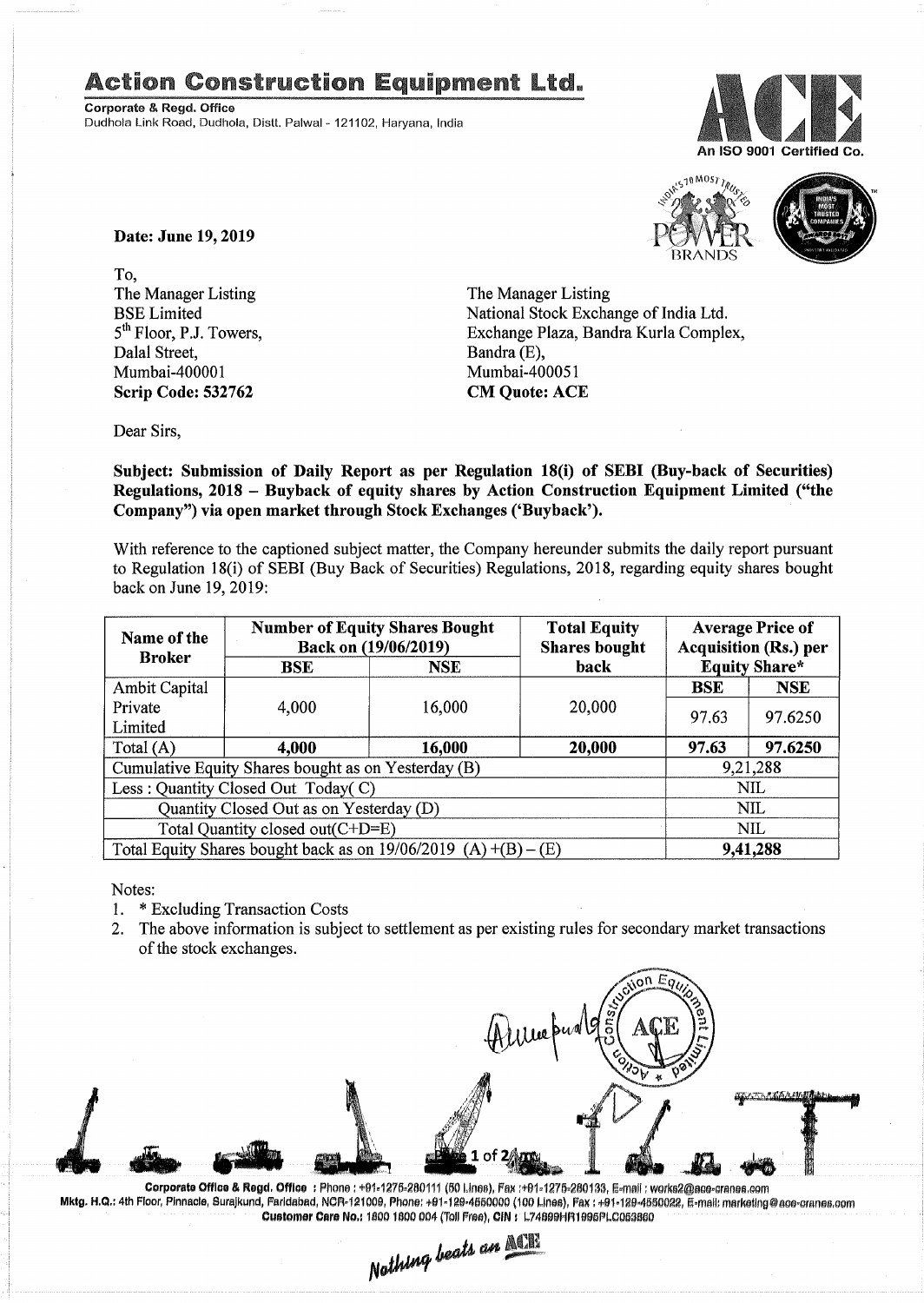# Action Construction Equipment Ltd.

**Corporate & Regd. Office**
Dudhola Link Road, Dudhola, Distt. Palwal - 121102, Haryana, India

An ISO 9001 Certified Co.

**Date: June 19, 2019**

To,
The Manager Listing
BSE Limited
5th Floor, P.J. Towers,
Dalal Street,
Mumbai-400001
**Scrip Code: 532762**

The Manager Listing
National Stock Exchange of India Ltd.
Exchange Plaza, Bandra Kurla Complex,
Bandra (E),
Mumbai-400051
**CM Quote: ACE**

Dear Sirs,

**Subject: Submission of Daily Report as per Regulation 18(i) of SEBI (Buy-back of Securities) Regulations, 2018 – Buyback of equity shares by Action Construction Equipment Limited ("the Company") via open market through Stock Exchanges ('Buyback').**

With reference to the captioned subject matter, the Company hereunder submits the daily report pursuant to Regulation 18(i) of SEBI (Buy Back of Securities) Regulations, 2018, regarding equity shares bought back on June 19, 2019:

| Name of the Broker | Number of Equity Shares Bought Back on (19/06/2019) | | Total Equity Shares bought back | Average Price of Acquisition (Rs.) per Equity Share* | |
|---|---|---|---|---|---|
| | BSE | NSE | | BSE | NSE |
| Ambit Capital Private Limited | 4,000 | 16,000 | 20,000 | 97.63 | 97.6250 |
| Total (A) | **4,000** | **16,000** | **20,000** | **97.63** | **97.6250** |
| Cumulative Equity Shares bought as on Yesterday (B) | | | | 9,21,288 | |
| Less : Quantity Closed Out Today( C) | | | | NIL | |
| Quantity Closed Out as on Yesterday (D) | | | | NIL | |
| Total Quantity closed out(C+D=E) | | | | NIL | |
| Total Equity Shares bought back as on 19/06/2019 (A) +(B) – (E) | | | | **9,41,288** | |

Notes:
1. * Excluding Transaction Costs
2. The above information is subject to settlement as per existing rules for secondary market transactions of the stock exchanges.

**Corporate Office & Regd. Office** : Phone : +91-1275-280111 (50 Lines), Fax :+91-1275-280133, E-mail : works2@ace-cranes.com
Mktg. H.Q.: 4th Floor, Pinnacle, Surajkund, Faridabad, NCR-121009, Phone: +91-129-4550000 (100 Lines), Fax : +91-129-4550022, E-mail: marketing@ace-cranes.com
Customer Care No.: 1800 1800 004 (Toll Free), CIN : L74899HR1995PLC053860

Nothing beats an ACE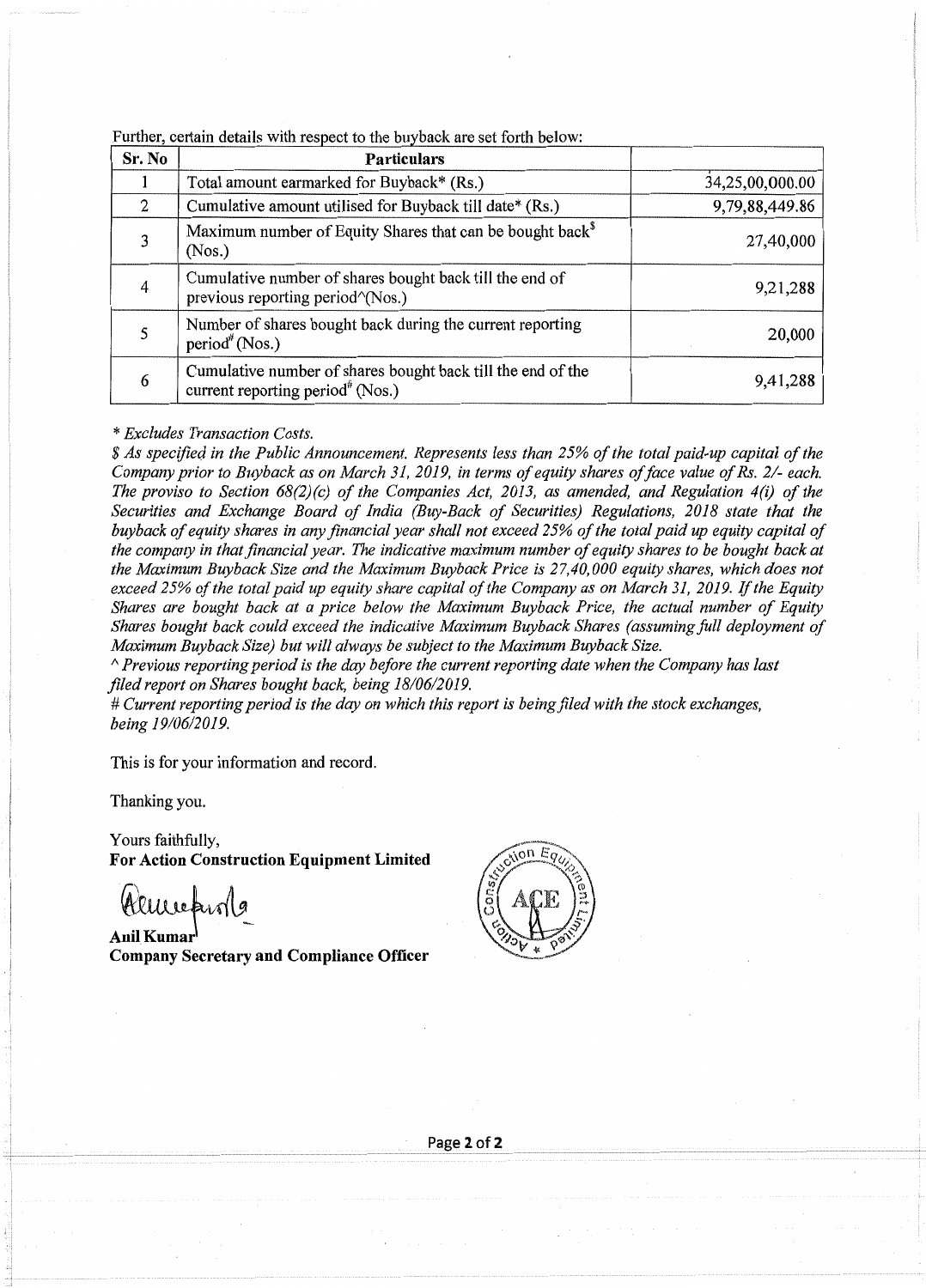Further, certain details with respect to the buyback are set forth below:

| Sr. No | Particulars | |
|---|---|---|
| 1 | Total amount earmarked for Buyback* (Rs.) | 34,25,00,000.00 |
| 2 | Cumulative amount utilised for Buyback till date* (Rs.) | 9,79,88,449.86 |
| 3 | Maximum number of Equity Shares that can be bought back$ (Nos.) | 27,40,000 |
| 4 | Cumulative number of shares bought back till the end of previous reporting period^(Nos.) | 9,21,288 |
| 5 | Number of shares bought back during the current reporting period# (Nos.) | 20,000 |
| 6 | Cumulative number of shares bought back till the end of the current reporting period# (Nos.) | 9,41,288 |

*\* Excludes Transaction Costs.*

*$ As specified in the Public Announcement. Represents less than 25% of the total paid-up capital of the Company prior to Buyback as on March 31, 2019, in terms of equity shares of face value of Rs. 2/- each. The proviso to Section 68(2)(c) of the Companies Act, 2013, as amended, and Regulation 4(i) of the Securities and Exchange Board of India (Buy-Back of Securities) Regulations, 2018 state that the buyback of equity shares in any financial year shall not exceed 25% of the total paid up equity capital of the company in that financial year. The indicative maximum number of equity shares to be bought back at the Maximum Buyback Size and the Maximum Buyback Price is 27,40,000 equity shares, which does not exceed 25% of the total paid up equity share capital of the Company as on March 31, 2019. If the Equity Shares are bought back at a price below the Maximum Buyback Price, the actual number of Equity Shares bought back could exceed the indicative Maximum Buyback Shares (assuming full deployment of Maximum Buyback Size) but will always be subject to the Maximum Buyback Size.*

*^ Previous reporting period is the day before the current reporting date when the Company has last filed report on Shares bought back, being 18/06/2019.*

*# Current reporting period is the day on which this report is being filed with the stock exchanges, being 19/06/2019.*

This is for your information and record.

Thanking you.

Yours faithfully,
**For Action Construction Equipment Limited**

**Anil Kumar**
**Company Secretary and Compliance Officer**